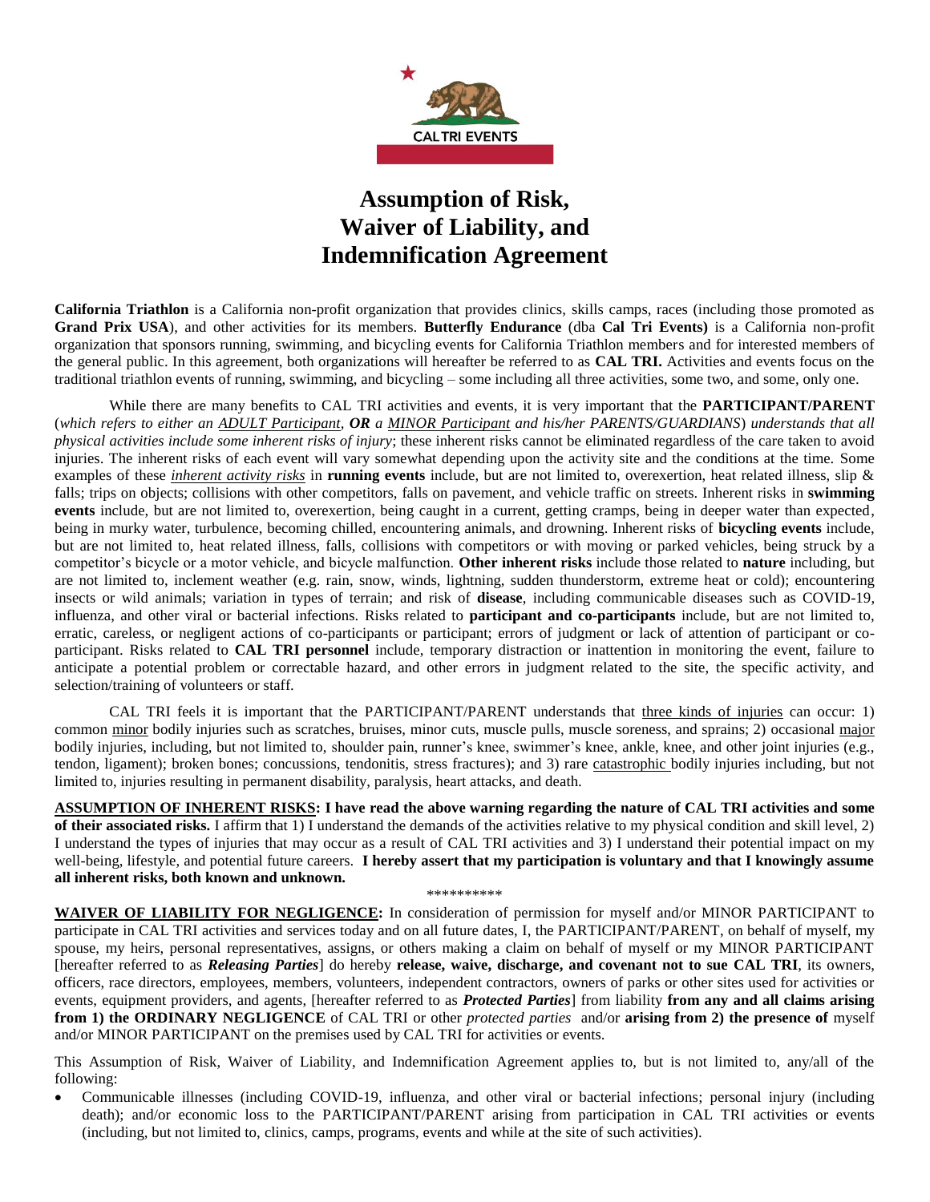CAL TRI EVENTS

# Assumption of Risk, Waiver of Liability, and Indemnification Agreement

**California Triathlon** is a California non-profit organization that provides clinics, skills camps, races (including those promoted as **Grand Prix USA**), and other activities for its members. **Butterfly Endurance** (dba **Cal Tri Events)** is a California non-profit organization that sponsors running, swimming, and bicycling events for California Triathlon members and for interested members of the general public. In this agreement, both organizations will hereafter be referred to as **CAL TRI.** Activities and events focus on the traditional triathlon events of running, swimming, and bicycling – some including all three activities, some two, and some, only one.

While there are many benefits to CAL TRI activities and events, it is very important that the **PARTICIPANT/PARENT** (*which refers to either an ADULT Participant,* ***OR*** *a MINOR Participant and his/her PARENTS/GUARDIANS*) *understands that all physical activities include some inherent risks of injury*; these inherent risks cannot be eliminated regardless of the care taken to avoid injuries. The inherent risks of each event will vary somewhat depending upon the activity site and the conditions at the time. Some examples of these *inherent activity risks* in **running events** include, but are not limited to, overexertion, heat related illness, slip & falls; trips on objects; collisions with other competitors, falls on pavement, and vehicle traffic on streets. Inherent risks in **swimming events** include, but are not limited to, overexertion, being caught in a current, getting cramps, being in deeper water than expected, being in murky water, turbulence, becoming chilled, encountering animals, and drowning. Inherent risks of **bicycling events** include, but are not limited to, heat related illness, falls, collisions with competitors or with moving or parked vehicles, being struck by a competitor's bicycle or a motor vehicle, and bicycle malfunction. **Other inherent risks** include those related to **nature** including, but are not limited to, inclement weather (e.g. rain, snow, winds, lightning, sudden thunderstorm, extreme heat or cold); encountering insects or wild animals; variation in types of terrain; and risk of **disease**, including communicable diseases such as COVID-19, influenza, and other viral or bacterial infections. Risks related to **participant and co-participants** include, but are not limited to, erratic, careless, or negligent actions of co-participants or participant; errors of judgment or lack of attention of participant or co-participant. Risks related to **CAL TRI personnel** include, temporary distraction or inattention in monitoring the event, failure to anticipate a potential problem or correctable hazard, and other errors in judgment related to the site, the specific activity, and selection/training of volunteers or staff.

CAL TRI feels it is important that the PARTICIPANT/PARENT understands that three kinds of injuries can occur: 1) common minor bodily injuries such as scratches, bruises, minor cuts, muscle pulls, muscle soreness, and sprains; 2) occasional major bodily injuries, including, but not limited to, shoulder pain, runner's knee, swimmer's knee, ankle, knee, and other joint injuries (e.g., tendon, ligament); broken bones; concussions, tendonitis, stress fractures); and 3) rare catastrophic bodily injuries including, but not limited to, injuries resulting in permanent disability, paralysis, heart attacks, and death.

**ASSUMPTION OF INHERENT RISKS: I have read the above warning regarding the nature of CAL TRI activities and some of their associated risks.** I affirm that 1) I understand the demands of the activities relative to my physical condition and skill level, 2) I understand the types of injuries that may occur as a result of CAL TRI activities and 3) I understand their potential impact on my well-being, lifestyle, and potential future careers. **I hereby assert that my participation is voluntary and that I knowingly assume all inherent risks, both known and unknown.**

\*\*\*\*\*\*\*\*\*\*

**WAIVER OF LIABILITY FOR NEGLIGENCE:** In consideration of permission for myself and/or MINOR PARTICIPANT to participate in CAL TRI activities and services today and on all future dates, I, the PARTICIPANT/PARENT, on behalf of myself, my spouse, my heirs, personal representatives, assigns, or others making a claim on behalf of myself or my MINOR PARTICIPANT [hereafter referred to as ***Releasing Parties***] do hereby **release, waive, discharge, and covenant not to sue CAL TRI**, its owners, officers, race directors, employees, members, volunteers, independent contractors, owners of parks or other sites used for activities or events, equipment providers, and agents, [hereafter referred to as ***Protected Parties***] from liability **from any and all claims arising from 1) the ORDINARY NEGLIGENCE** of CAL TRI or other *protected parties* and/or **arising from 2) the presence of** myself and/or MINOR PARTICIPANT on the premises used by CAL TRI for activities or events.

This Assumption of Risk, Waiver of Liability, and Indemnification Agreement applies to, but is not limited to, any/all of the following:

- Communicable illnesses (including COVID-19, influenza, and other viral or bacterial infections; personal injury (including death); and/or economic loss to the PARTICIPANT/PARENT arising from participation in CAL TRI activities or events (including, but not limited to, clinics, camps, programs, events and while at the site of such activities).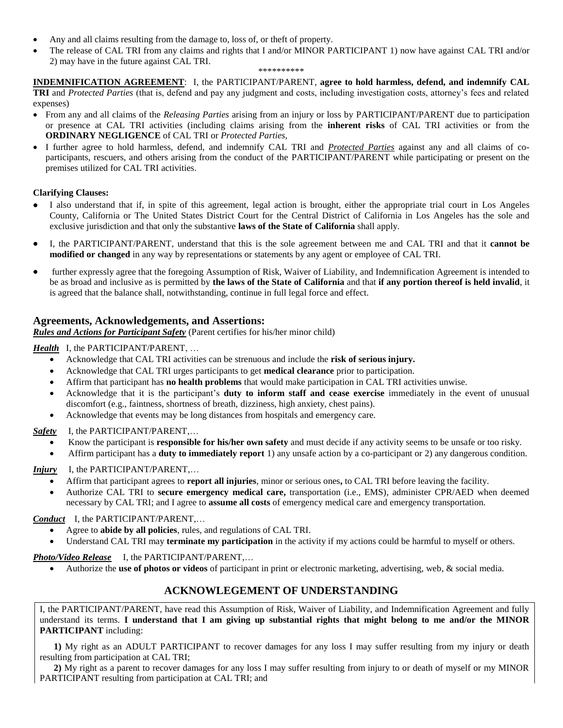- Any and all claims resulting from the damage to, loss of, or theft of property.
- The release of CAL TRI from any claims and rights that I and/or MINOR PARTICIPANT 1) now have against CAL TRI and/or 2) may have in the future against CAL TRI.

**********

**INDEMNIFICATION AGREEMENT**: I, the PARTICIPANT/PARENT, **agree to hold harmless, defend, and indemnify CAL TRI** and *Protected Parties* (that is, defend and pay any judgment and costs, including investigation costs, attorney's fees and related expenses)

- From any and all claims of the *Releasing Parties* arising from an injury or loss by PARTICIPANT/PARENT due to participation or presence at CAL TRI activities (including claims arising from the **inherent risks** of CAL TRI activities or from the **ORDINARY NEGLIGENCE** of CAL TRI or *Protected Parties,*
- I further agree to hold harmless, defend, and indemnify CAL TRI and ***Protected Parties*** against any and all claims of co-participants, rescuers, and others arising from the conduct of the PARTICIPANT/PARENT while participating or present on the premises utilized for CAL TRI activities.

**Clarifying Clauses:**

- I also understand that if, in spite of this agreement, legal action is brought, either the appropriate trial court in Los Angeles County, California or The United States District Court for the Central District of California in Los Angeles has the sole and exclusive jurisdiction and that only the substantive **laws of the State of California** shall apply.
- I, the PARTICIPANT/PARENT, understand that this is the sole agreement between me and CAL TRI and that it **cannot be modified or changed** in any way by representations or statements by any agent or employee of CAL TRI.
- further expressly agree that the foregoing Assumption of Risk, Waiver of Liability, and Indemnification Agreement is intended to be as broad and inclusive as is permitted by **the laws of the State of California** and that **if any portion thereof is held invalid**, it is agreed that the balance shall, notwithstanding, continue in full legal force and effect.

## Agreements, Acknowledgements, and Assertions:

***Rules and Actions for Participant Safety*** (Parent certifies for his/her minor child)

***Health*** I, the PARTICIPANT/PARENT, …

- Acknowledge that CAL TRI activities can be strenuous and include the **risk of serious injury.**
- Acknowledge that CAL TRI urges participants to get **medical clearance** prior to participation.
- Affirm that participant has **no health problems** that would make participation in CAL TRI activities unwise.
- Acknowledge that it is the participant's **duty to inform staff and cease exercise** immediately in the event of unusual discomfort (e.g., faintness, shortness of breath, dizziness, high anxiety, chest pains).
- Acknowledge that events may be long distances from hospitals and emergency care.

***Safety*** I, the PARTICIPANT/PARENT,…

- Know the participant is **responsible for his/her own safety** and must decide if any activity seems to be unsafe or too risky.
- Affirm participant has a **duty to immediately report** 1) any unsafe action by a co-participant or 2) any dangerous condition.

***Injury*** I, the PARTICIPANT/PARENT,…

- Affirm that participant agrees to **report all injuries**, minor or serious ones**,** to CAL TRI before leaving the facility.
- Authorize CAL TRI to **secure emergency medical care,** transportation (i.e., EMS), administer CPR/AED when deemed necessary by CAL TRI; and I agree to **assume all costs** of emergency medical care and emergency transportation.

***Conduct*** I, the PARTICIPANT/PARENT,…

- Agree to **abide by all policies**, rules, and regulations of CAL TRI.
- Understand CAL TRI may **terminate my participation** in the activity if my actions could be harmful to myself or others.

***Photo/Video Release*** I, the PARTICIPANT/PARENT,…

- Authorize the **use of photos or videos** of participant in print or electronic marketing, advertising, web, & social media.

## ACKNOWLEGEMENT OF UNDERSTANDING

I, the PARTICIPANT/PARENT, have read this Assumption of Risk, Waiver of Liability, and Indemnification Agreement and fully understand its terms. **I understand that I am giving up substantial rights that might belong to me and/or the MINOR PARTICIPANT** including:

**1)** My right as an ADULT PARTICIPANT to recover damages for any loss I may suffer resulting from my injury or death resulting from participation at CAL TRI;

**2)** My right as a parent to recover damages for any loss I may suffer resulting from injury to or death of myself or my MINOR PARTICIPANT resulting from participation at CAL TRI; and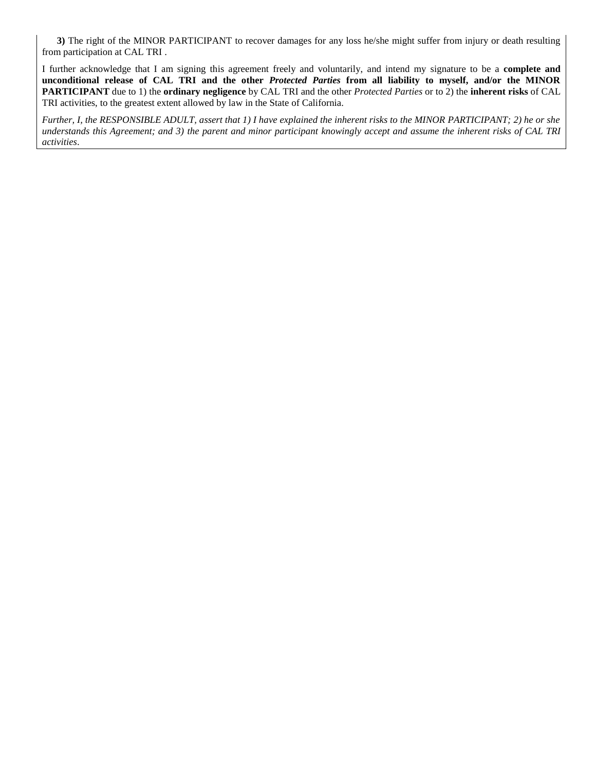**3)** The right of the MINOR PARTICIPANT to recover damages for any loss he/she might suffer from injury or death resulting from participation at CAL TRI .

I further acknowledge that I am signing this agreement freely and voluntarily, and intend my signature to be a **complete and unconditional release of CAL TRI and the other *Protected Parties* from all liability to myself, and/or the MINOR PARTICIPANT** due to 1) the **ordinary negligence** by CAL TRI and the other *Protected Parties* or to 2) the **inherent risks** of CAL TRI activities, to the greatest extent allowed by law in the State of California.

*Further, I, the RESPONSIBLE ADULT, assert that 1) I have explained the inherent risks to the MINOR PARTICIPANT; 2) he or she understands this Agreement; and 3) the parent and minor participant knowingly accept and assume the inherent risks of CAL TRI activities.*